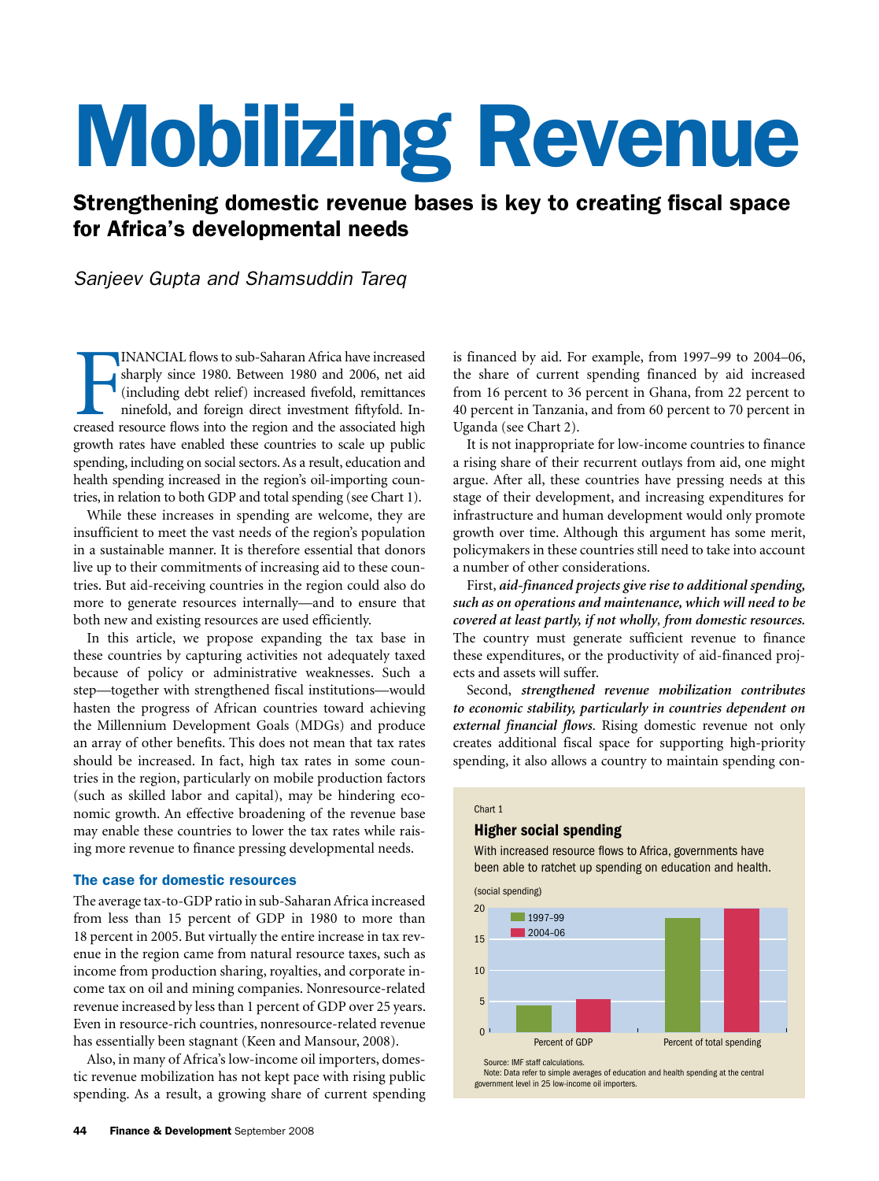# Mobilizing Revenue

## Strengthening domestic revenue bases is key to creating fiscal space for Africa's developmental needs

*Sanjeev Gupta and Shamsuddin Tareq*

FINANCIAL flows to sub-Saharan Africa have increased sharply since 1980. Between 1980 and 2006, net aid (including debt relief) increased fivefold, remittances ninefold, and foreign direct investment fiftyfold. Increased resource flows into the region and the associated high growth rates have enabled these countries to scale up public spending, including on social sectors. As a result, education and health spending increased in the region's oil-importing countries, in relation to both GDP and total spending (see Chart 1).

While these increases in spending are welcome, they are insufficient to meet the vast needs of the region's population in a sustainable manner. It is therefore essential that donors live up to their commitments of increasing aid to these countries. But aid-receiving countries in the region could also do more to generate resources internally—and to ensure that both new and existing resources are used efficiently.

In this article, we propose expanding the tax base in these countries by capturing activities not adequately taxed because of policy or administrative weaknesses. Such a step—together with strengthened fiscal institutions—would hasten the progress of African countries toward achieving the Millennium Development Goals (MDGs) and produce an array of other benefits. This does not mean that tax rates should be increased. In fact, high tax rates in some countries in the region, particularly on mobile production factors (such as skilled labor and capital), may be hindering economic growth. An effective broadening of the revenue base may enable these countries to lower the tax rates while raising more revenue to finance pressing developmental needs.

### The case for domestic resources

The average tax-to-GDP ratio in sub-Saharan Africa increased from less than 15 percent of GDP in 1980 to more than 18 percent in 2005. But virtually the entire increase in tax revenue in the region came from natural resource taxes, such as income from production sharing, royalties, and corporate income tax on oil and mining companies. Nonresource-related revenue increased by less than 1 percent of GDP over 25 years. Even in resource-rich countries, nonresource-related revenue has essentially been stagnant (Keen and Mansour, 2008).

Also, in many of Africa's low-income oil importers, domestic revenue mobilization has not kept pace with rising public spending. As a result, a growing share of current spending is financed by aid. For example, from 1997–99 to 2004–06, the share of current spending financed by aid increased from 16 percent to 36 percent in Ghana, from 22 percent to 40 percent in Tanzania, and from 60 percent to 70 percent in Uganda (see Chart 2).

It is not inappropriate for low-income countries to finance a rising share of their recurrent outlays from aid, one might argue. After all, these countries have pressing needs at this stage of their development, and increasing expenditures for infrastructure and human development would only promote growth over time. Although this argument has some merit, policymakers in these countries still need to take into account a number of other considerations.

First, ***aid-financed projects give rise to additional spending, such as on operations and maintenance, which will need to be covered at least partly, if not wholly, from domestic resources.*** The country must generate sufficient revenue to finance these expenditures, or the productivity of aid-financed projects and assets will suffer.

Second, ***strengthened revenue mobilization contributes to economic stability, particularly in countries dependent on external financial flows.*** Rising domestic revenue not only creates additional fiscal space for supporting high-priority spending, it also allows a country to maintain spending con-

Chart 1

**Higher social spending**

With increased resource flows to Africa, governments have been able to ratchet up spending on education and health.

(social spending)

| | 1997–99 | 2004–06 |
|---|---|---|
| Percent of GDP | ~4.3 | ~5.3 |
| Percent of total spending | ~18.5 | ~20 |

Source: IMF staff calculations.
Note: Data refer to simple averages of education and health spending at the central government level in 25 low-income oil importers.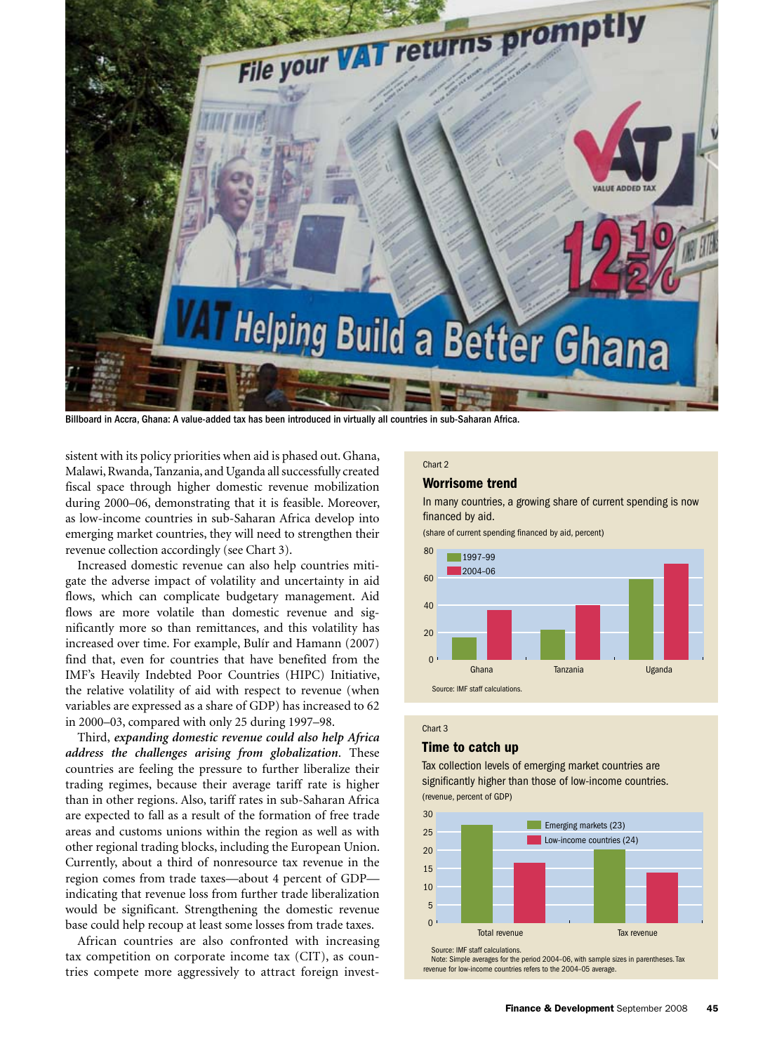Billboard in Accra, Ghana: A value-added tax has been introduced in virtually all countries in sub-Saharan Africa.

sistent with its policy priorities when aid is phased out. Ghana, Malawi, Rwanda, Tanzania, and Uganda all successfully created fiscal space through higher domestic revenue mobilization during 2000–06, demonstrating that it is feasible. Moreover, as low-income countries in sub-Saharan Africa develop into emerging market countries, they will need to strengthen their revenue collection accordingly (see Chart 3).

Increased domestic revenue can also help countries mitigate the adverse impact of volatility and uncertainty in aid flows, which can complicate budgetary management. Aid flows are more volatile than domestic revenue and significantly more so than remittances, and this volatility has increased over time. For example, Bulír and Hamann (2007) find that, even for countries that have benefited from the IMF's Heavily Indebted Poor Countries (HIPC) Initiative, the relative volatility of aid with respect to revenue (when variables are expressed as a share of GDP) has increased to 62 in 2000–03, compared with only 25 during 1997–98.

Third, ***expanding domestic revenue could also help Africa address the challenges arising from globalization***. These countries are feeling the pressure to further liberalize their trading regimes, because their average tariff rate is higher than in other regions. Also, tariff rates in sub-Saharan Africa are expected to fall as a result of the formation of free trade areas and customs unions within the region as well as with other regional trading blocks, including the European Union. Currently, about a third of nonresource tax revenue in the region comes from trade taxes—about 4 percent of GDP—indicating that revenue loss from further trade liberalization would be significant. Strengthening the domestic revenue base could help recoup at least some losses from trade taxes.

African countries are also confronted with increasing tax competition on corporate income tax (CIT), as countries compete more aggressively to attract foreign invest-

Chart 2

**Worrisome trend**

In many countries, a growing share of current spending is now financed by aid.

(share of current spending financed by aid, percent)

| | 1997–99 | 2004–06 |
|---|---|---|
| Ghana | ~16 | ~36 |
| Tanzania | ~22 | ~40 |
| Uganda | ~59 | ~70 |

Source: IMF staff calculations.

Chart 3

**Time to catch up**

Tax collection levels of emerging market countries are significantly higher than those of low-income countries.

(revenue, percent of GDP)

| | Emerging markets (23) | Low-income countries (24) |
|---|---|---|
| Total revenue | ~27 | ~16.5 |
| Tax revenue | ~20 | ~14 |

Source: IMF staff calculations.
Note: Simple averages for the period 2004–06, with sample sizes in parentheses. Tax revenue for low-income countries refers to the 2004–05 average.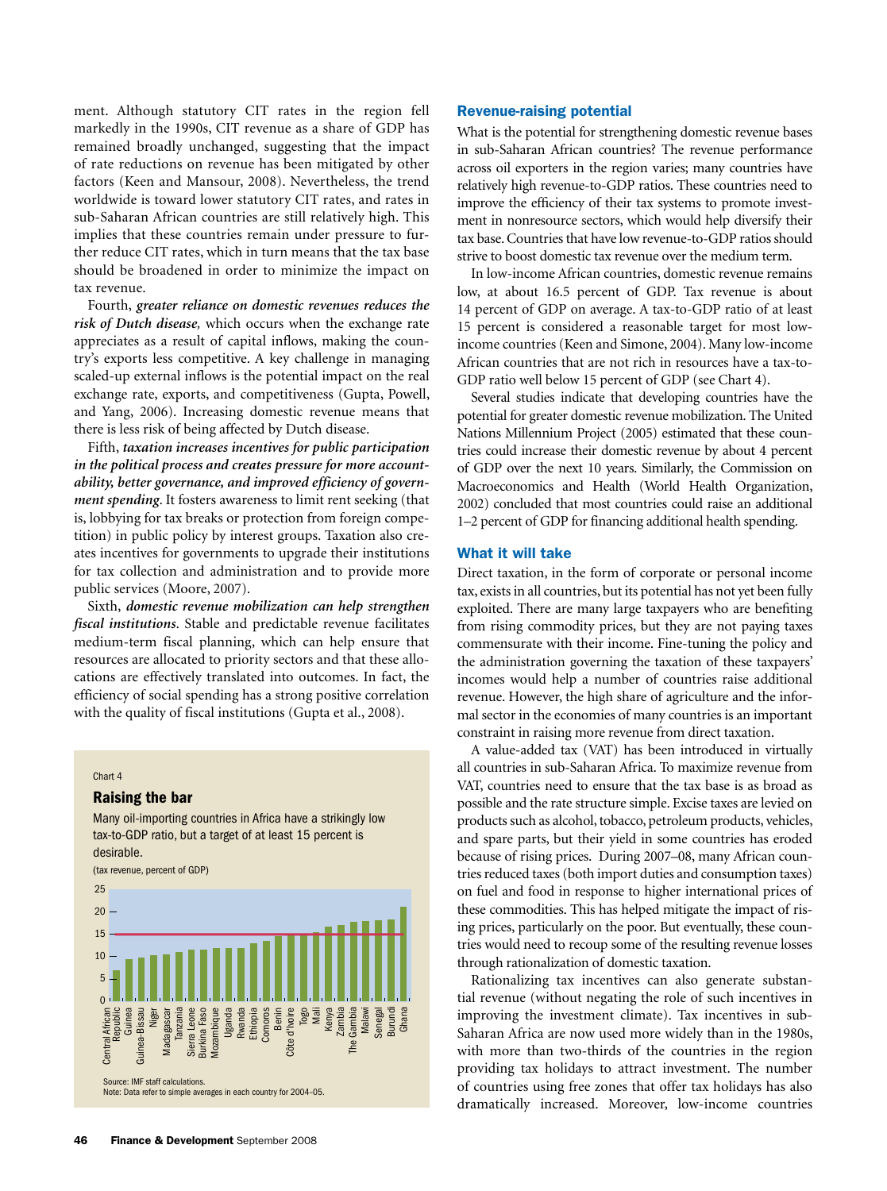ment. Although statutory CIT rates in the region fell markedly in the 1990s, CIT revenue as a share of GDP has remained broadly unchanged, suggesting that the impact of rate reductions on revenue has been mitigated by other factors (Keen and Mansour, 2008). Nevertheless, the trend worldwide is toward lower statutory CIT rates, and rates in sub-Saharan African countries are still relatively high. This implies that these countries remain under pressure to further reduce CIT rates, which in turn means that the tax base should be broadened in order to minimize the impact on tax revenue.

Fourth, ***greater reliance on domestic revenues reduces the risk of Dutch disease,*** which occurs when the exchange rate appreciates as a result of capital inflows, making the country's exports less competitive. A key challenge in managing scaled-up external inflows is the potential impact on the real exchange rate, exports, and competitiveness (Gupta, Powell, and Yang, 2006). Increasing domestic revenue means that there is less risk of being affected by Dutch disease.

Fifth, ***taxation increases incentives for public participation in the political process and creates pressure for more accountability, better governance, and improved efficiency of government spending.*** It fosters awareness to limit rent seeking (that is, lobbying for tax breaks or protection from foreign competition) in public policy by interest groups. Taxation also creates incentives for governments to upgrade their institutions for tax collection and administration and to provide more public services (Moore, 2007).

Sixth, ***domestic revenue mobilization can help strengthen fiscal institutions.*** Stable and predictable revenue facilitates medium-term fiscal planning, which can help ensure that resources are allocated to priority sectors and that these allocations are effectively translated into outcomes. In fact, the efficiency of social spending has a strong positive correlation with the quality of fiscal institutions (Gupta et al., 2008).

Chart 4

**Raising the bar**

Many oil-importing countries in Africa have a strikingly low tax-to-GDP ratio, but a target of at least 15 percent is desirable.

(tax revenue, percent of GDP)

Source: IMF staff calculations.
Note: Data refer to simple averages in each country for 2004–05.

## Revenue-raising potential

What is the potential for strengthening domestic revenue bases in sub-Saharan African countries? The revenue performance across oil exporters in the region varies; many countries have relatively high revenue-to-GDP ratios. These countries need to improve the efficiency of their tax systems to promote investment in nonresource sectors, which would help diversify their tax base. Countries that have low revenue-to-GDP ratios should strive to boost domestic tax revenue over the medium term.

In low-income African countries, domestic revenue remains low, at about 16.5 percent of GDP. Tax revenue is about 14 percent of GDP on average. A tax-to-GDP ratio of at least 15 percent is considered a reasonable target for most low-income countries (Keen and Simone, 2004). Many low-income African countries that are not rich in resources have a tax-to-GDP ratio well below 15 percent of GDP (see Chart 4).

Several studies indicate that developing countries have the potential for greater domestic revenue mobilization. The United Nations Millennium Project (2005) estimated that these countries could increase their domestic revenue by about 4 percent of GDP over the next 10 years. Similarly, the Commission on Macroeconomics and Health (World Health Organization, 2002) concluded that most countries could raise an additional 1–2 percent of GDP for financing additional health spending.

## What it will take

Direct taxation, in the form of corporate or personal income tax, exists in all countries, but its potential has not yet been fully exploited. There are many large taxpayers who are benefiting from rising commodity prices, but they are not paying taxes commensurate with their income. Fine-tuning the policy and the administration governing the taxation of these taxpayers' incomes would help a number of countries raise additional revenue. However, the high share of agriculture and the informal sector in the economies of many countries is an important constraint in raising more revenue from direct taxation.

A value-added tax (VAT) has been introduced in virtually all countries in sub-Saharan Africa. To maximize revenue from VAT, countries need to ensure that the tax base is as broad as possible and the rate structure simple. Excise taxes are levied on products such as alcohol, tobacco, petroleum products, vehicles, and spare parts, but their yield in some countries has eroded because of rising prices. During 2007–08, many African countries reduced taxes (both import duties and consumption taxes) on fuel and food in response to higher international prices of these commodities. This has helped mitigate the impact of rising prices, particularly on the poor. But eventually, these countries would need to recoup some of the resulting revenue losses through rationalization of domestic taxation.

Rationalizing tax incentives can also generate substantial revenue (without negating the role of such incentives in improving the investment climate). Tax incentives in sub-Saharan Africa are now used more widely than in the 1980s, with more than two-thirds of the countries in the region providing tax holidays to attract investment. The number of countries using free zones that offer tax holidays has also dramatically increased. Moreover, low-income countries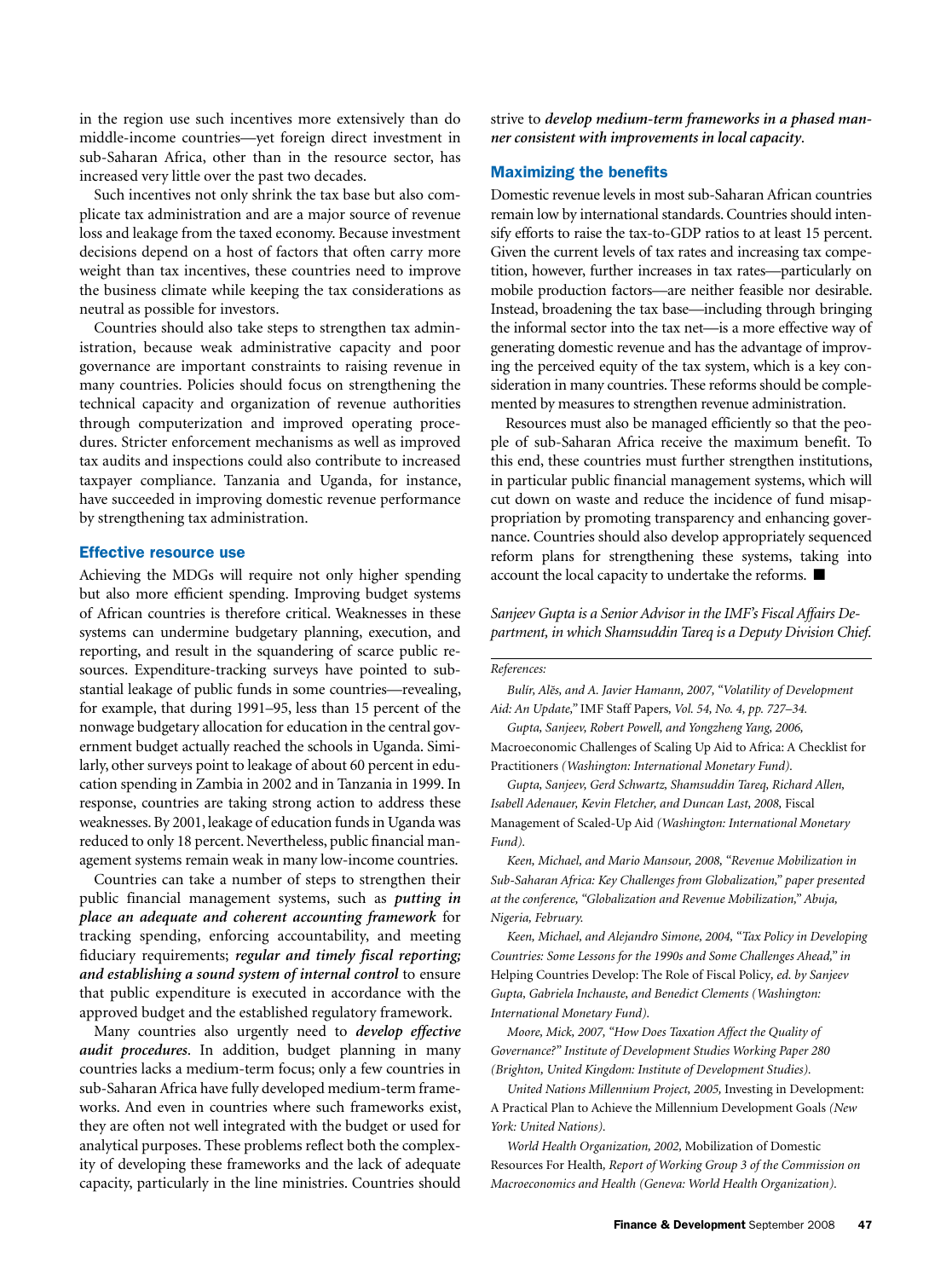in the region use such incentives more extensively than do middle-income countries—yet foreign direct investment in sub-Saharan Africa, other than in the resource sector, has increased very little over the past two decades.

Such incentives not only shrink the tax base but also complicate tax administration and are a major source of revenue loss and leakage from the taxed economy. Because investment decisions depend on a host of factors that often carry more weight than tax incentives, these countries need to improve the business climate while keeping the tax considerations as neutral as possible for investors.

Countries should also take steps to strengthen tax administration, because weak administrative capacity and poor governance are important constraints to raising revenue in many countries. Policies should focus on strengthening the technical capacity and organization of revenue authorities through computerization and improved operating procedures. Stricter enforcement mechanisms as well as improved tax audits and inspections could also contribute to increased taxpayer compliance. Tanzania and Uganda, for instance, have succeeded in improving domestic revenue performance by strengthening tax administration.

## Effective resource use

Achieving the MDGs will require not only higher spending but also more efficient spending. Improving budget systems of African countries is therefore critical. Weaknesses in these systems can undermine budgetary planning, execution, and reporting, and result in the squandering of scarce public resources. Expenditure-tracking surveys have pointed to substantial leakage of public funds in some countries—revealing, for example, that during 1991–95, less than 15 percent of the nonwage budgetary allocation for education in the central government budget actually reached the schools in Uganda. Similarly, other surveys point to leakage of about 60 percent in education spending in Zambia in 2002 and in Tanzania in 1999. In response, countries are taking strong action to address these weaknesses. By 2001, leakage of education funds in Uganda was reduced to only 18 percent. Nevertheless, public financial management systems remain weak in many low-income countries.

Countries can take a number of steps to strengthen their public financial management systems, such as ***putting in place an adequate and coherent accounting framework*** for tracking spending, enforcing accountability, and meeting fiduciary requirements; ***regular and timely fiscal reporting; and establishing a sound system of internal control*** to ensure that public expenditure is executed in accordance with the approved budget and the established regulatory framework.

Many countries also urgently need to ***develop effective audit procedures***. In addition, budget planning in many countries lacks a medium-term focus; only a few countries in sub-Saharan Africa have fully developed medium-term frameworks. And even in countries where such frameworks exist, they are often not well integrated with the budget or used for analytical purposes. These problems reflect both the complexity of developing these frameworks and the lack of adequate capacity, particularly in the line ministries. Countries should strive to ***develop medium-term frameworks in a phased manner consistent with improvements in local capacity***.

## Maximizing the benefits

Domestic revenue levels in most sub-Saharan African countries remain low by international standards. Countries should intensify efforts to raise the tax-to-GDP ratios to at least 15 percent. Given the current levels of tax rates and increasing tax competition, however, further increases in tax rates—particularly on mobile production factors—are neither feasible nor desirable. Instead, broadening the tax base—including through bringing the informal sector into the tax net—is a more effective way of generating domestic revenue and has the advantage of improving the perceived equity of the tax system, which is a key consideration in many countries. These reforms should be complemented by measures to strengthen revenue administration.

Resources must also be managed efficiently so that the people of sub-Saharan Africa receive the maximum benefit. To this end, these countries must further strengthen institutions, in particular public financial management systems, which will cut down on waste and reduce the incidence of fund misappropriation by promoting transparency and enhancing governance. Countries should also develop appropriately sequenced reform plans for strengthening these systems, taking into account the local capacity to undertake the reforms. ■

*Sanjeev Gupta is a Senior Advisor in the IMF's Fiscal Affairs Department, in which Shamsuddin Tareq is a Deputy Division Chief.*

*References:*

*Bulíř, Aleš, and A. Javier Hamann, 2007, "Volatility of Development Aid: An Update,"* IMF Staff Papers*, Vol. 54, No. 4, pp. 727–34.*

*Gupta, Sanjeev, Robert Powell, and Yongzheng Yang, 2006,* Macroeconomic Challenges of Scaling Up Aid to Africa: A Checklist for Practitioners *(Washington: International Monetary Fund).*

*Gupta, Sanjeev, Gerd Schwartz, Shamsuddin Tareq, Richard Allen, Isabell Adenauer, Kevin Fletcher, and Duncan Last, 2008,* Fiscal Management of Scaled-Up Aid *(Washington: International Monetary Fund).*

*Keen, Michael, and Mario Mansour, 2008, "Revenue Mobilization in Sub-Saharan Africa: Key Challenges from Globalization," paper presented at the conference, "Globalization and Revenue Mobilization," Abuja, Nigeria, February.*

*Keen, Michael, and Alejandro Simone, 2004, "Tax Policy in Developing Countries: Some Lessons for the 1990s and Some Challenges Ahead," in* Helping Countries Develop: The Role of Fiscal Policy*, ed. by Sanjeev Gupta, Gabriela Inchauste, and Benedict Clements (Washington: International Monetary Fund).*

*Moore, Mick, 2007, "How Does Taxation Affect the Quality of Governance?" Institute of Development Studies Working Paper 280 (Brighton, United Kingdom: Institute of Development Studies).*

*United Nations Millennium Project, 2005,* Investing in Development: A Practical Plan to Achieve the Millennium Development Goals *(New York: United Nations).*

*World Health Organization, 2002,* Mobilization of Domestic Resources For Health*, Report of Working Group 3 of the Commission on Macroeconomics and Health (Geneva: World Health Organization).*